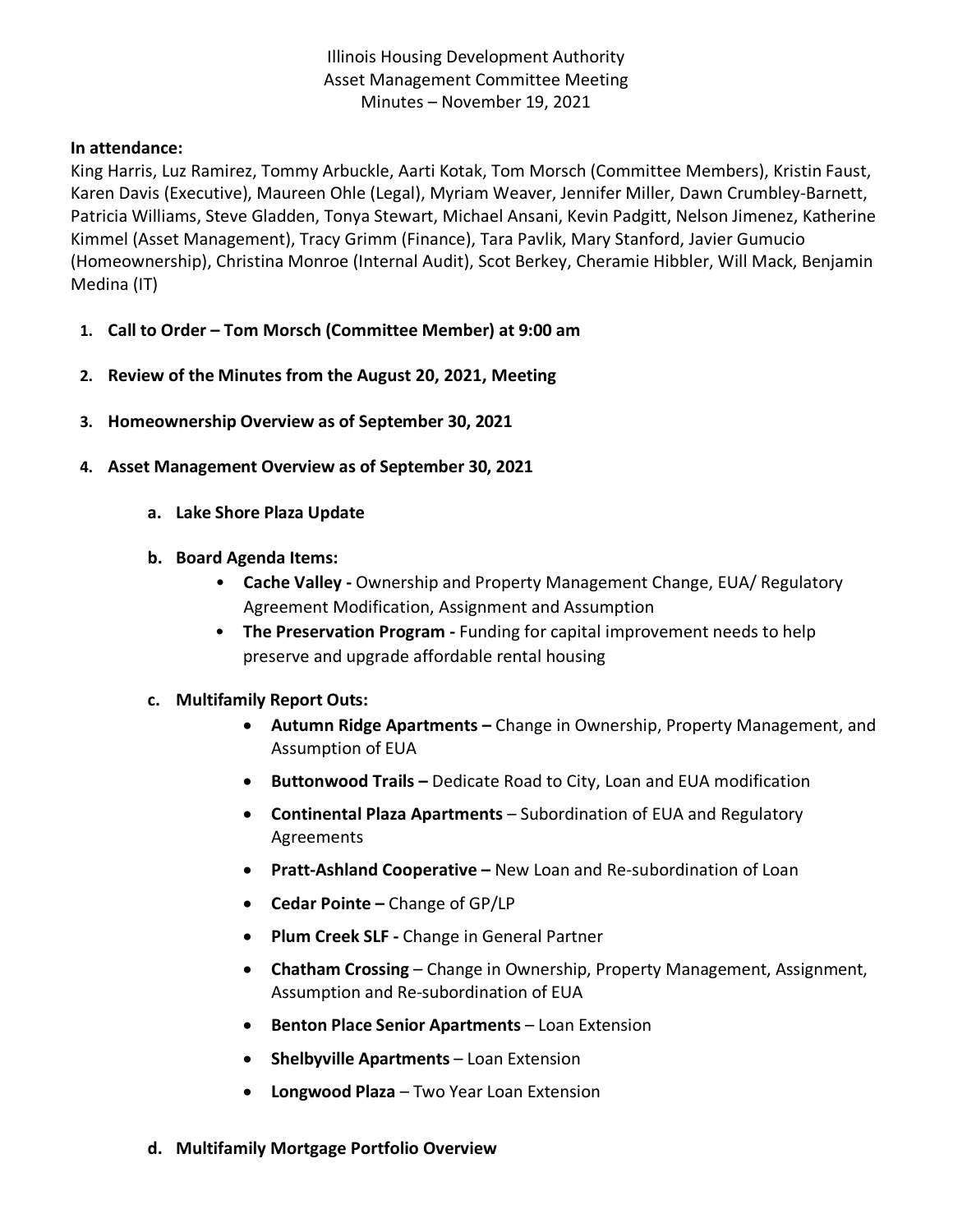Illinois Housing Development Authority
Asset Management Committee Meeting
Minutes – November 19, 2021

**In attendance:**
King Harris, Luz Ramirez, Tommy Arbuckle, Aarti Kotak, Tom Morsch (Committee Members), Kristin Faust, Karen Davis (Executive), Maureen Ohle (Legal), Myriam Weaver, Jennifer Miller, Dawn Crumbley-Barnett, Patricia Williams, Steve Gladden, Tonya Stewart, Michael Ansani, Kevin Padgitt, Nelson Jimenez, Katherine Kimmel (Asset Management), Tracy Grimm (Finance), Tara Pavlik, Mary Stanford, Javier Gumucio (Homeownership), Christina Monroe (Internal Audit), Scot Berkey, Cheramie Hibbler, Will Mack, Benjamin Medina (IT)

1. **Call to Order – Tom Morsch (Committee Member) at 9:00 am**
2. **Review of the Minutes from the August 20, 2021, Meeting**
3. **Homeownership Overview as of September 30, 2021**
4. **Asset Management Overview as of September 30, 2021**
   a. **Lake Shore Plaza Update**
   b. **Board Agenda Items:**
      - **Cache Valley -** Ownership and Property Management Change, EUA/ Regulatory Agreement Modification, Assignment and Assumption
      - **The Preservation Program -** Funding for capital improvement needs to help preserve and upgrade affordable rental housing

   c. **Multifamily Report Outs:**
      - **Autumn Ridge Apartments –** Change in Ownership, Property Management, and Assumption of EUA
      - **Buttonwood Trails –** Dedicate Road to City, Loan and EUA modification
      - **Continental Plaza Apartments** – Subordination of EUA and Regulatory Agreements
      - **Pratt-Ashland Cooperative –** New Loan and Re-subordination of Loan
      - **Cedar Pointe –** Change of GP/LP
      - **Plum Creek SLF -** Change in General Partner
      - **Chatham Crossing** – Change in Ownership, Property Management, Assignment, Assumption and Re-subordination of EUA
      - **Benton Place Senior Apartments** – Loan Extension
      - **Shelbyville Apartments** – Loan Extension
      - **Longwood Plaza** – Two Year Loan Extension

   d. **Multifamily Mortgage Portfolio Overview**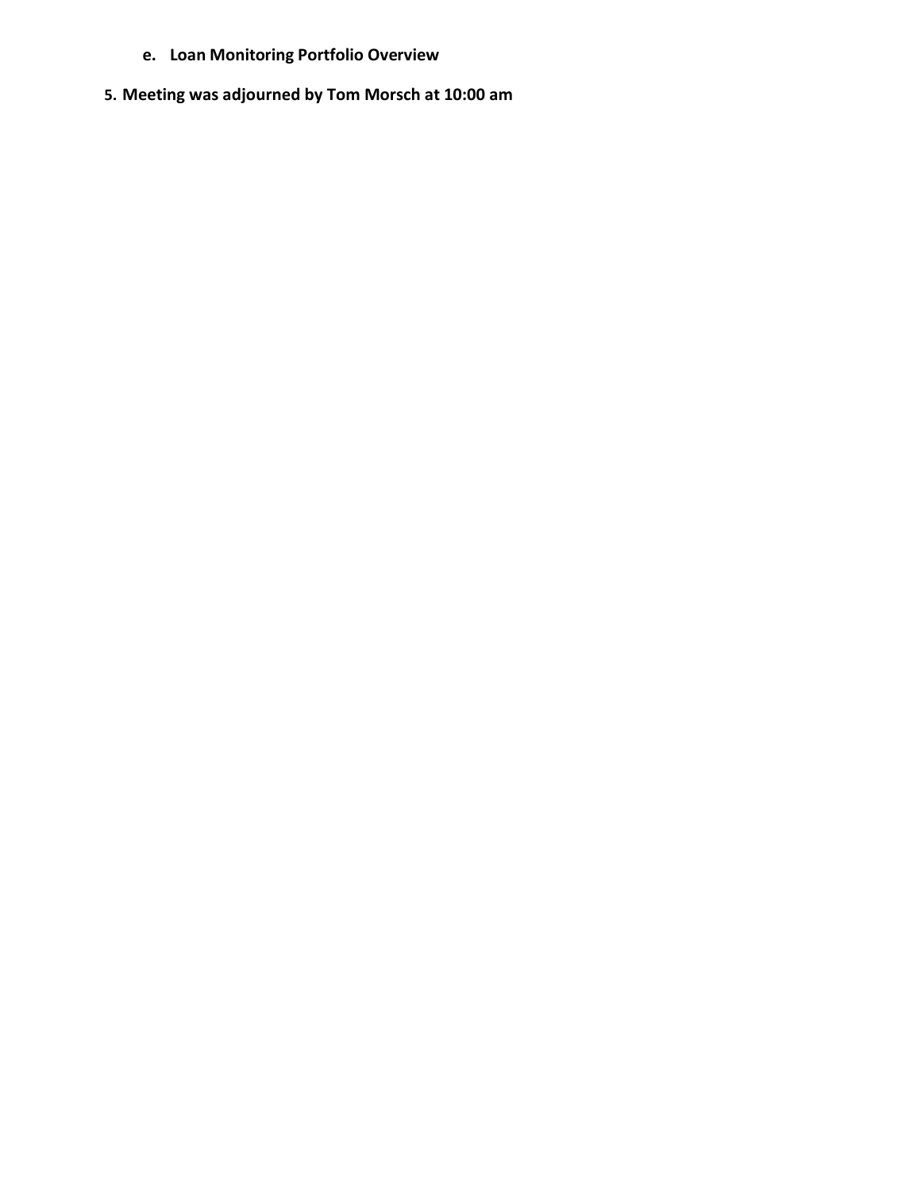e. **Loan Monitoring Portfolio Overview**

5. **Meeting was adjourned by Tom Morsch at 10:00 am**